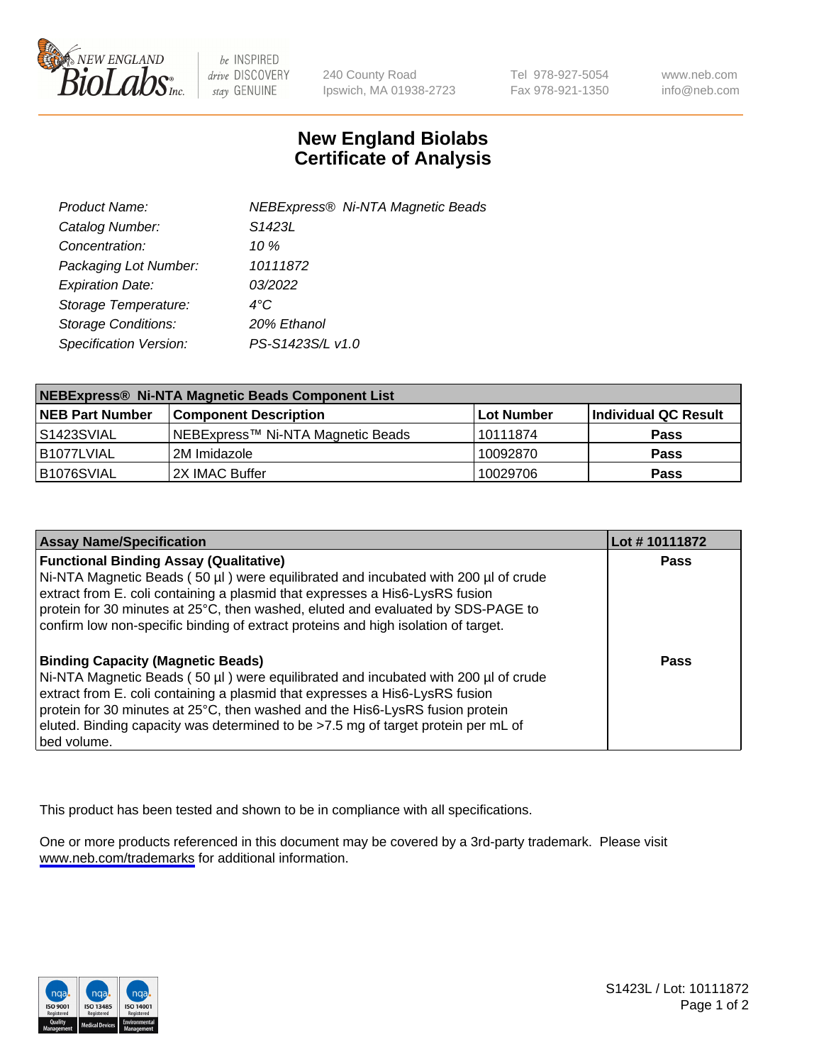# New England Biolabs
# Certificate of Analysis

| | |
|---|---|
| *Product Name:* | *NEBExpress® Ni-NTA Magnetic Beads* |
| *Catalog Number:* | *S1423L* |
| *Concentration:* | *10 %* |
| *Packaging Lot Number:* | *10111872* |
| *Expiration Date:* | *03/2022* |
| *Storage Temperature:* | *4°C* |
| *Storage Conditions:* | *20% Ethanol* |
| *Specification Version:* | *PS-S1423S/L v1.0* |

| NEBExpress® Ni-NTA Magnetic Beads Component List | | | |
|---|---|---|---|
| **NEB Part Number** | **Component Description** | **Lot Number** | **Individual QC Result** |
| S1423SVIAL | NEBExpress™ Ni-NTA Magnetic Beads | 10111874 | **Pass** |
| B1077LVIAL | 2M Imidazole | 10092870 | **Pass** |
| B1076SVIAL | 2X IMAC Buffer | 10029706 | **Pass** |

| Assay Name/Specification | Lot # 10111872 |
|---|---|
| **Functional Binding Assay (Qualitative)**<br>Ni-NTA Magnetic Beads ( 50 µl ) were equilibrated and incubated with 200 µl of crude extract from E. coli containing a plasmid that expresses a His6-LysRS fusion protein for 30 minutes at 25°C, then washed, eluted and evaluated by SDS-PAGE to confirm low non-specific binding of extract proteins and high isolation of target. | **Pass** |
| **Binding Capacity (Magnetic Beads)**<br>Ni-NTA Magnetic Beads ( 50 µl ) were equilibrated and incubated with 200 µl of crude extract from E. coli containing a plasmid that expresses a His6-LysRS fusion protein for 30 minutes at 25°C, then washed and the His6-LysRS fusion protein eluted. Binding capacity was determined to be >7.5 mg of target protein per mL of bed volume. | **Pass** |

This product has been tested and shown to be in compliance with all specifications.

One or more products referenced in this document may be covered by a 3rd-party trademark. Please visit www.neb.com/trademarks for additional information.

S1423L / Lot: 10111872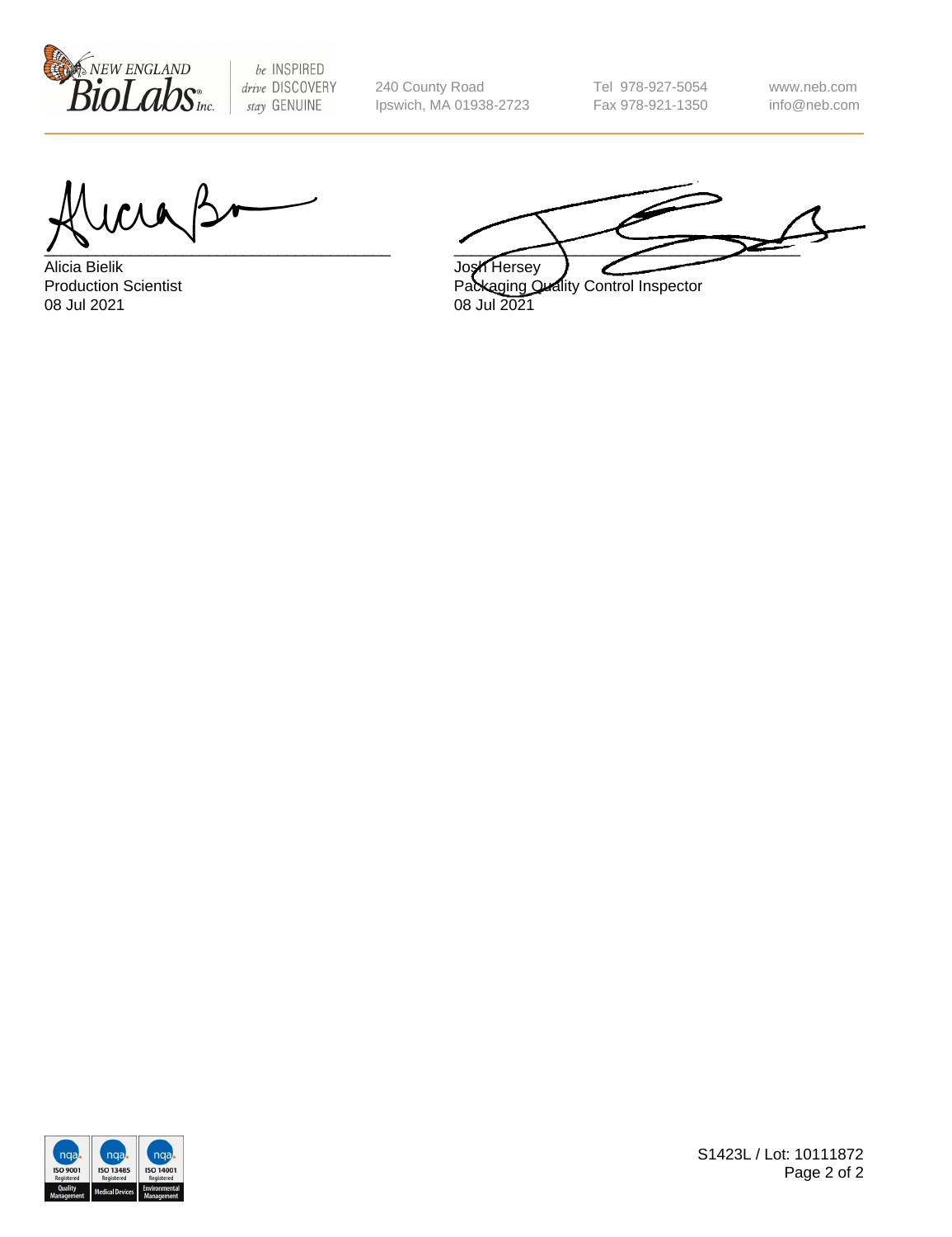Alicia Bielik
Production Scientist
08 Jul 2021

Josh Hersey
Packaging Quality Control Inspector
08 Jul 2021

S1423L / Lot: 10111872